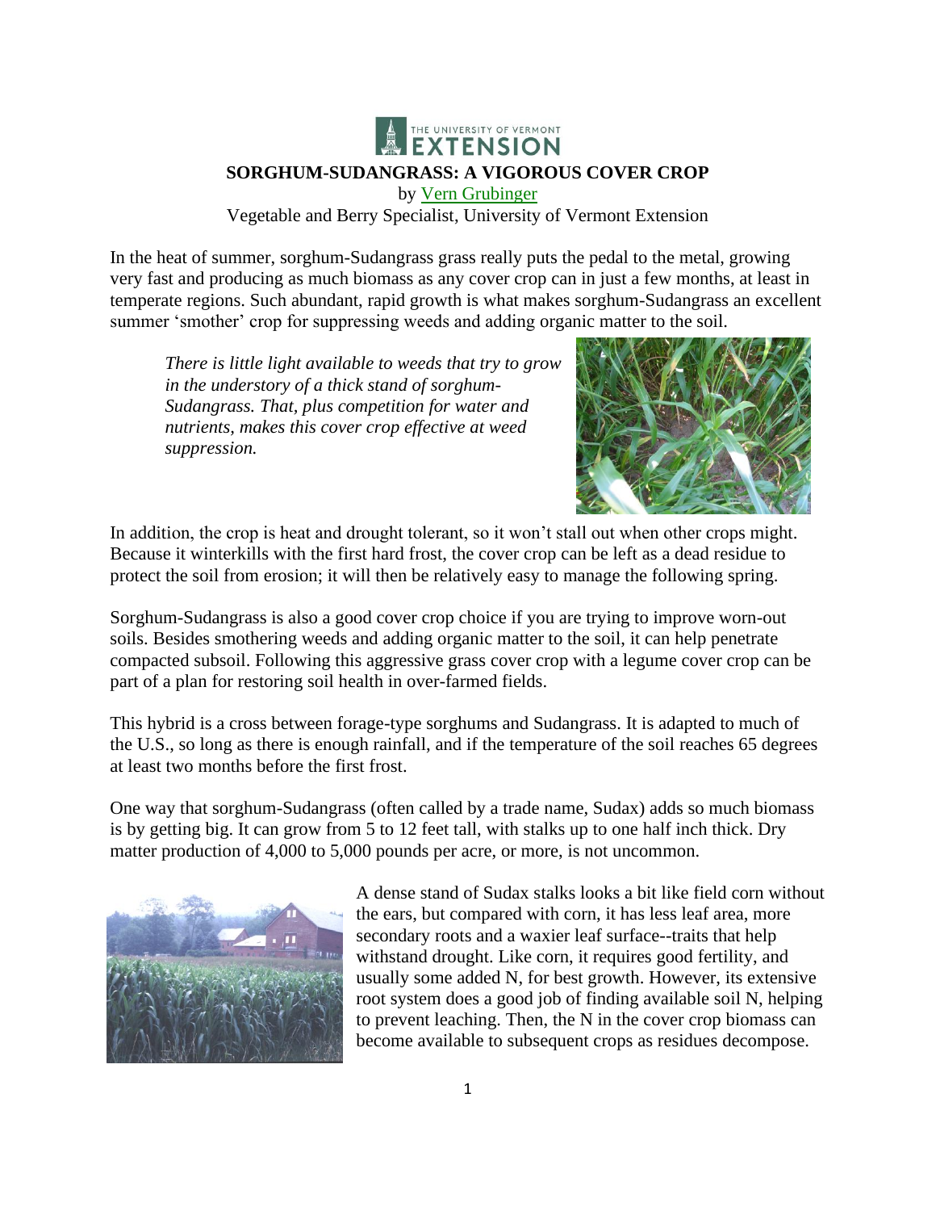THE UNIVERSITY OF VERMONT EXTENSION

# SORGHUM-SUDANGRASS: A VIGOROUS COVER CROP

by Vern Grubinger

Vegetable and Berry Specialist, University of Vermont Extension

In the heat of summer, sorghum-Sudangrass grass really puts the pedal to the metal, growing very fast and producing as much biomass as any cover crop can in just a few months, at least in temperate regions. Such abundant, rapid growth is what makes sorghum-Sudangrass an excellent summer 'smother' crop for suppressing weeds and adding organic matter to the soil.

*There is little light available to weeds that try to grow in the understory of a thick stand of sorghum-Sudangrass. That, plus competition for water and nutrients, makes this cover crop effective at weed suppression.*

In addition, the crop is heat and drought tolerant, so it won't stall out when other crops might. Because it winterkills with the first hard frost, the cover crop can be left as a dead residue to protect the soil from erosion; it will then be relatively easy to manage the following spring.

Sorghum-Sudangrass is also a good cover crop choice if you are trying to improve worn-out soils. Besides smothering weeds and adding organic matter to the soil, it can help penetrate compacted subsoil. Following this aggressive grass cover crop with a legume cover crop can be part of a plan for restoring soil health in over-farmed fields.

This hybrid is a cross between forage-type sorghums and Sudangrass. It is adapted to much of the U.S., so long as there is enough rainfall, and if the temperature of the soil reaches 65 degrees at least two months before the first frost.

One way that sorghum-Sudangrass (often called by a trade name, Sudax) adds so much biomass is by getting big. It can grow from 5 to 12 feet tall, with stalks up to one half inch thick. Dry matter production of 4,000 to 5,000 pounds per acre, or more, is not uncommon.

A dense stand of Sudax stalks looks a bit like field corn without the ears, but compared with corn, it has less leaf area, more secondary roots and a waxier leaf surface--traits that help withstand drought. Like corn, it requires good fertility, and usually some added N, for best growth. However, its extensive root system does a good job of finding available soil N, helping to prevent leaching. Then, the N in the cover crop biomass can become available to subsequent crops as residues decompose.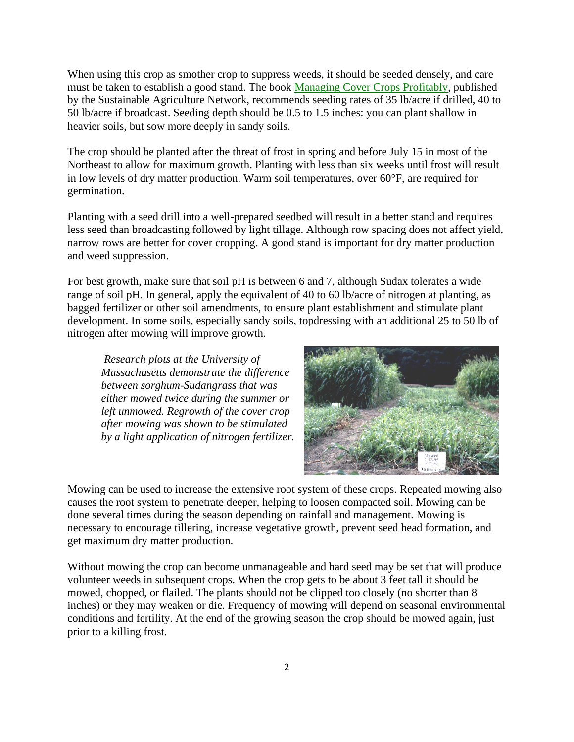When using this crop as smother crop to suppress weeds, it should be seeded densely, and care must be taken to establish a good stand. The book Managing Cover Crops Profitably, published by the Sustainable Agriculture Network, recommends seeding rates of 35 lb/acre if drilled, 40 to 50 lb/acre if broadcast. Seeding depth should be 0.5 to 1.5 inches: you can plant shallow in heavier soils, but sow more deeply in sandy soils.

The crop should be planted after the threat of frost in spring and before July 15 in most of the Northeast to allow for maximum growth. Planting with less than six weeks until frost will result in low levels of dry matter production. Warm soil temperatures, over 60°F, are required for germination.

Planting with a seed drill into a well-prepared seedbed will result in a better stand and requires less seed than broadcasting followed by light tillage. Although row spacing does not affect yield, narrow rows are better for cover cropping. A good stand is important for dry matter production and weed suppression.

For best growth, make sure that soil pH is between 6 and 7, although Sudax tolerates a wide range of soil pH. In general, apply the equivalent of 40 to 60 lb/acre of nitrogen at planting, as bagged fertilizer or other soil amendments, to ensure plant establishment and stimulate plant development. In some soils, especially sandy soils, topdressing with an additional 25 to 50 lb of nitrogen after mowing will improve growth.

*Research plots at the University of Massachusetts demonstrate the difference between sorghum-Sudangrass that was either mowed twice during the summer or left unmowed. Regrowth of the cover crop after mowing was shown to be stimulated by a light application of nitrogen fertilizer.*

Mowing can be used to increase the extensive root system of these crops. Repeated mowing also causes the root system to penetrate deeper, helping to loosen compacted soil. Mowing can be done several times during the season depending on rainfall and management. Mowing is necessary to encourage tillering, increase vegetative growth, prevent seed head formation, and get maximum dry matter production.

Without mowing the crop can become unmanageable and hard seed may be set that will produce volunteer weeds in subsequent crops. When the crop gets to be about 3 feet tall it should be mowed, chopped, or flailed. The plants should not be clipped too closely (no shorter than 8 inches) or they may weaken or die. Frequency of mowing will depend on seasonal environmental conditions and fertility. At the end of the growing season the crop should be mowed again, just prior to a killing frost.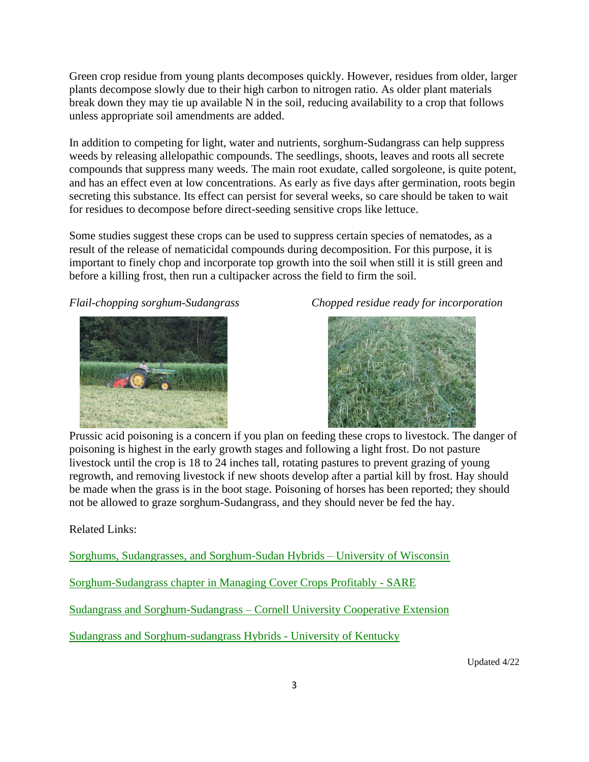Green crop residue from young plants decomposes quickly. However, residues from older, larger plants decompose slowly due to their high carbon to nitrogen ratio. As older plant materials break down they may tie up available N in the soil, reducing availability to a crop that follows unless appropriate soil amendments are added.

In addition to competing for light, water and nutrients, sorghum-Sudangrass can help suppress weeds by releasing allelopathic compounds. The seedlings, shoots, leaves and roots all secrete compounds that suppress many weeds. The main root exudate, called sorgoleone, is quite potent, and has an effect even at low concentrations. As early as five days after germination, roots begin secreting this substance. Its effect can persist for several weeks, so care should be taken to wait for residues to decompose before direct-seeding sensitive crops like lettuce.

Some studies suggest these crops can be used to suppress certain species of nematodes, as a result of the release of nematicidal compounds during decomposition. For this purpose, it is important to finely chop and incorporate top growth into the soil when still it is still green and before a killing frost, then run a cultipacker across the field to firm the soil.

*Flail-chopping sorghum-Sudangrass*

*Chopped residue ready for incorporation*

Prussic acid poisoning is a concern if you plan on feeding these crops to livestock. The danger of poisoning is highest in the early growth stages and following a light frost. Do not pasture livestock until the crop is 18 to 24 inches tall, rotating pastures to prevent grazing of young regrowth, and removing livestock if new shoots develop after a partial kill by frost. Hay should be made when the grass is in the boot stage. Poisoning of horses has been reported; they should not be allowed to graze sorghum-Sudangrass, and they should never be fed the hay.

Related Links:

Sorghums, Sudangrasses, and Sorghum-Sudan Hybrids – University of Wisconsin

Sorghum-Sudangrass chapter in Managing Cover Crops Profitably - SARE

Sudangrass and Sorghum-Sudangrass – Cornell University Cooperative Extension

Sudangrass and Sorghum-sudangrass Hybrids - University of Kentucky

Updated 4/22